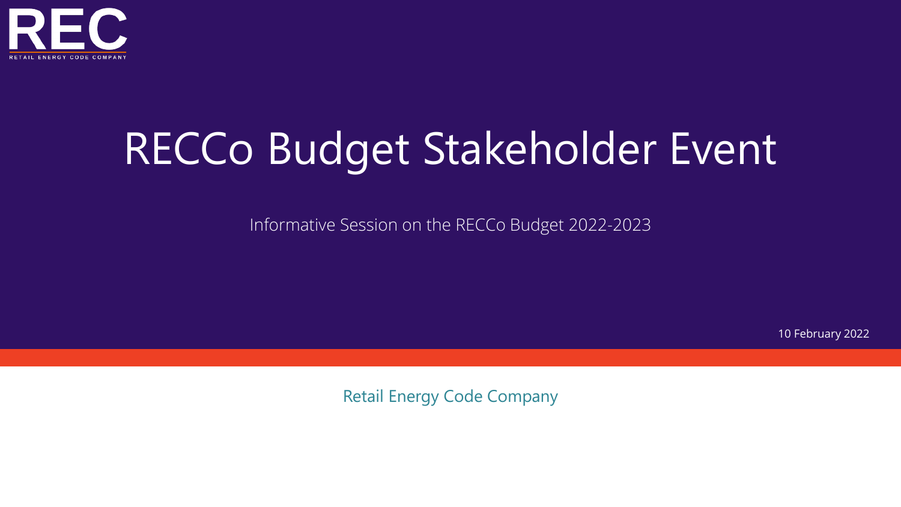REC

RETAIL ENERGY CODE COMPANY

# RECCo Budget Stakeholder Event

Informative Session on the RECCo Budget 2022-2023

10 February 2022

Retail Energy Code Company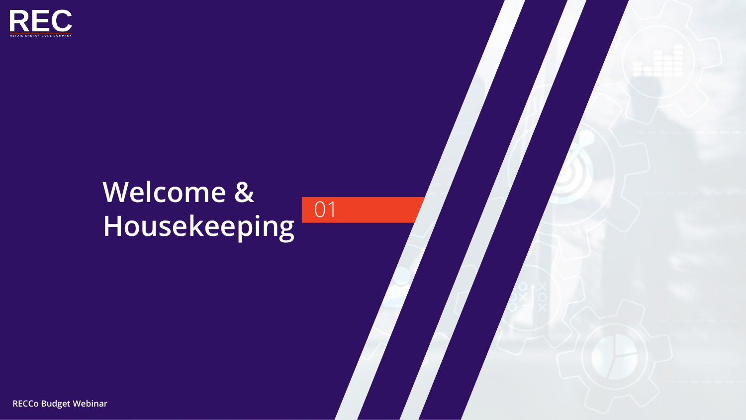# Welcome & Housekeeping

01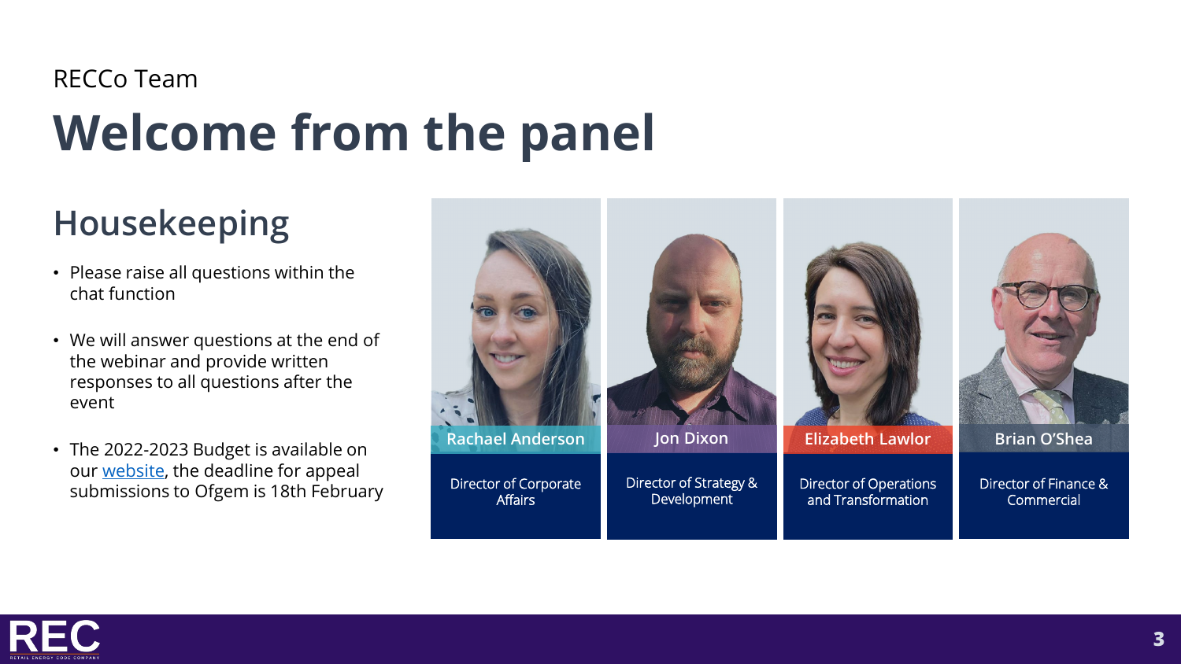RECCo Team

# Welcome from the panel

## Housekeeping

- Please raise all questions within the chat function
- We will answer questions at the end of the webinar and provide written responses to all questions after the event
- The 2022-2023 Budget is available on our website, the deadline for appeal submissions to Ofgem is 18th February

**Rachael Anderson**
Director of Corporate Affairs

**Jon Dixon**
Director of Strategy & Development

**Elizabeth Lawlor**
Director of Operations and Transformation

**Brian O'Shea**
Director of Finance & Commercial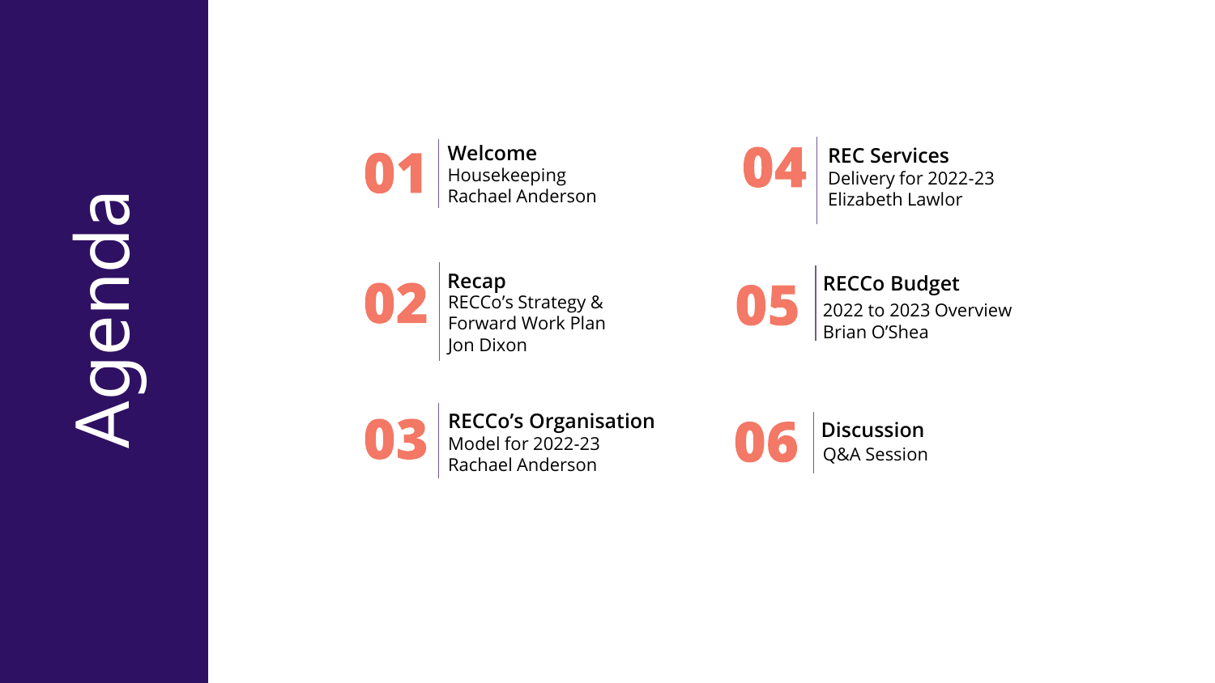# Agenda

**01** **Welcome**
Housekeeping
Rachael Anderson

**02** **Recap**
RECCo's Strategy & Forward Work Plan
Jon Dixon

**03** **RECCo's Organisation**
Model for 2022-23
Rachael Anderson

**04** **REC Services**
Delivery for 2022-23
Elizabeth Lawlor

**05** **RECCo Budget**
2022 to 2023 Overview
Brian O'Shea

**06** **Discussion**
Q&A Session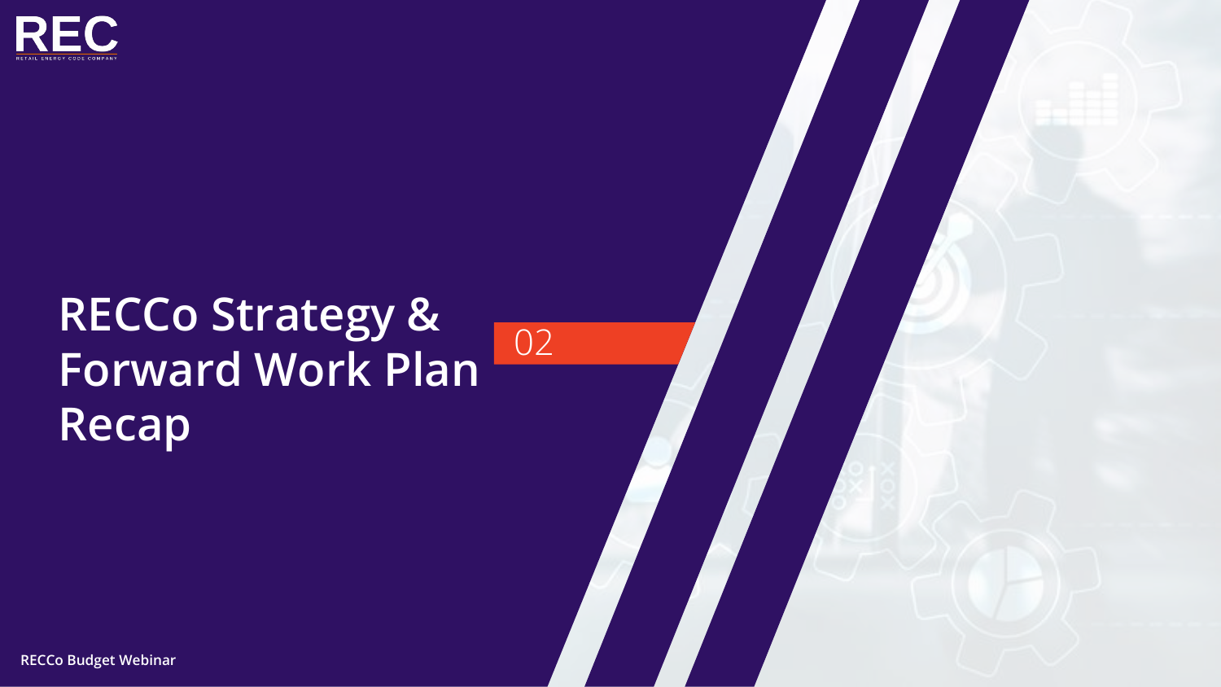# RECCo Strategy & Forward Work Plan Recap

02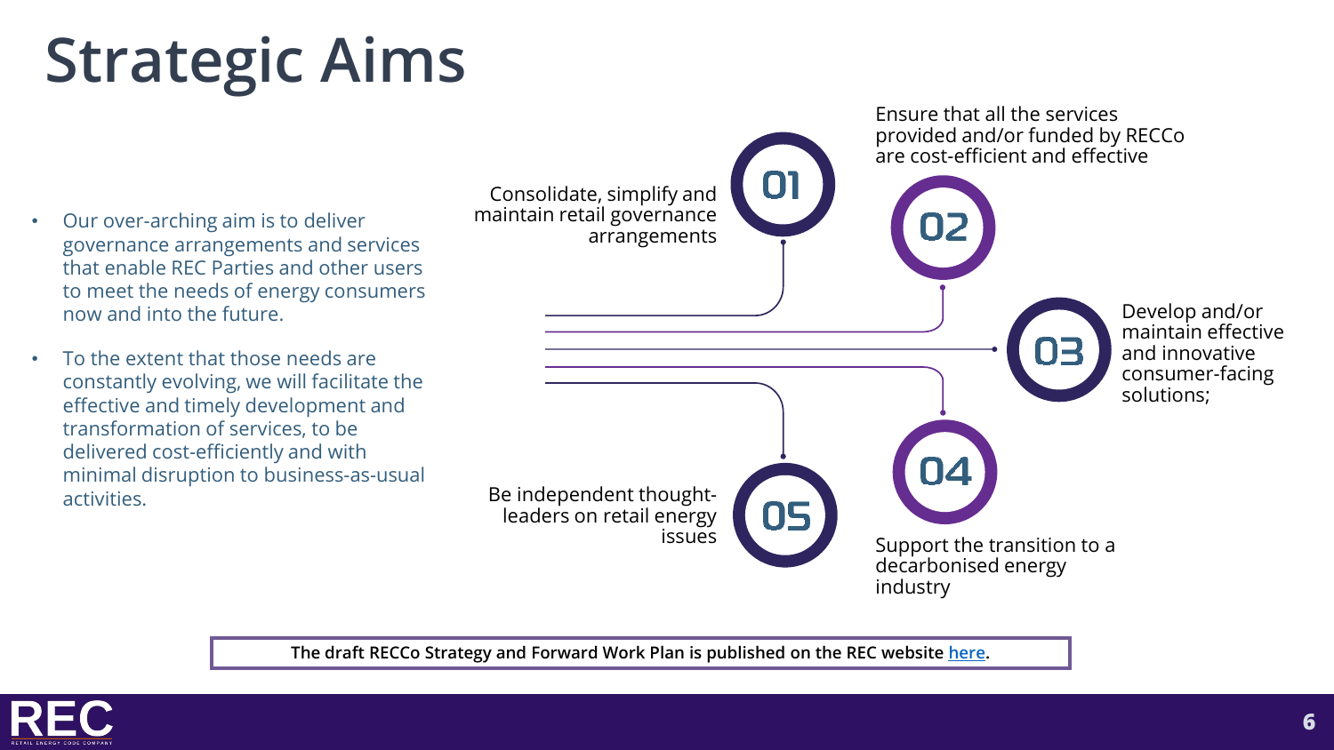# Strategic Aims

- Our over-arching aim is to deliver governance arrangements and services that enable REC Parties and other users to meet the needs of energy consumers now and into the future.
- To the extent that those needs are constantly evolving, we will facilitate the effective and timely development and transformation of services, to be delivered cost-efficiently and with minimal disruption to business-as-usual activities.

**01** Consolidate, simplify and maintain retail governance arrangements

**02** Ensure that all the services provided and/or funded by RECCo are cost-efficient and effective

**03** Develop and/or maintain effective and innovative consumer-facing solutions;

**04** Support the transition to a decarbonised energy industry

**05** Be independent thought-leaders on retail energy issues

**The draft RECCo Strategy and Forward Work Plan is published on the REC website here.**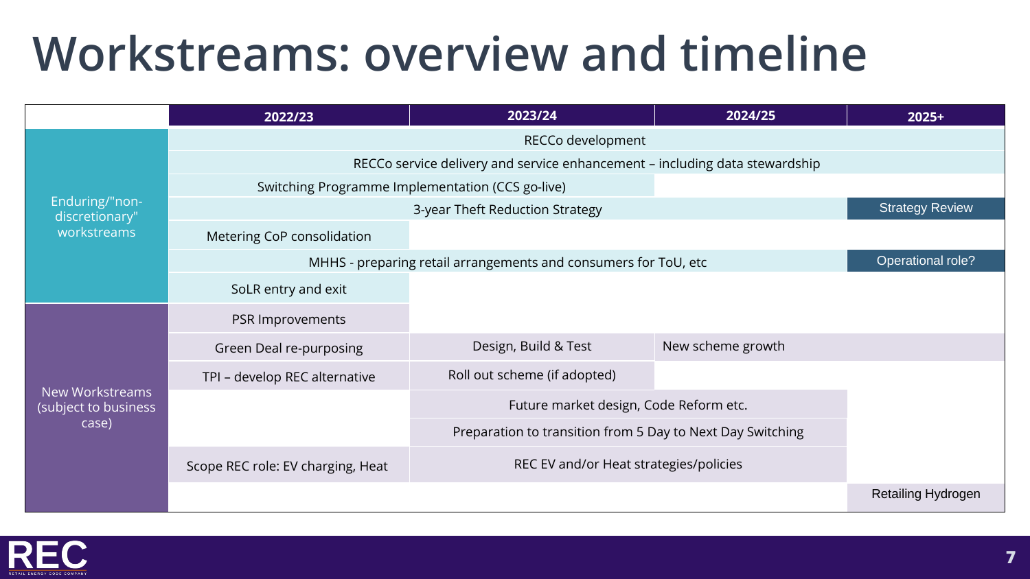# Workstreams: overview and timeline

| | 2022/23 | 2023/24 | 2024/25 | 2025+ |
|---|---|---|---|---|
| Enduring/"non-discretionary" workstreams | RECCo development | | | |
| | RECCo service delivery and service enhancement – including data stewardship | | | |
| | Switching Programme Implementation (CCS go-live) | | | |
| | 3-year Theft Reduction Strategy | | | Strategy Review |
| | Metering CoP consolidation | | | |
| | MHHS - preparing retail arrangements and consumers for ToU, etc | | | Operational role? |
| | SoLR entry and exit | | | |
| New Workstreams (subject to business case) | PSR Improvements | | | |
| | Green Deal re-purposing | Design, Build & Test | New scheme growth | |
| | TPI – develop REC alternative | Roll out scheme (if adopted) | | |
| | | Future market design, Code Reform etc. | | |
| | | Preparation to transition from 5 Day to Next Day Switching | | |
| | Scope REC role: EV charging, Heat | REC EV and/or Heat strategies/policies | | |
| | | | | Retailing Hydrogen |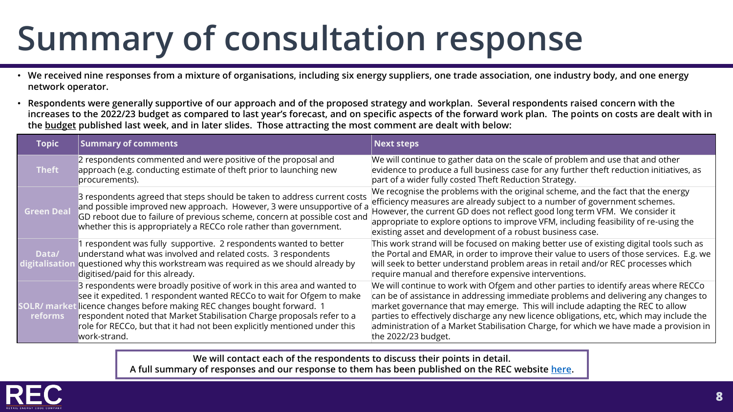# Summary of consultation response

- **We received nine responses from a mixture of organisations, including six energy suppliers, one trade association, one industry body, and one energy network operator.**
- **Respondents were generally supportive of our approach and of the proposed strategy and workplan. Several respondents raised concern with the increases to the 2022/23 budget as compared to last year's forecast, and on specific aspects of the forward work plan. The points on costs are dealt with in the budget published last week, and in later slides. Those attracting the most comment are dealt with below:**

| Topic | Summary of comments | Next steps |
|---|---|---|
| **Theft** | 2 respondents commented and were positive of the proposal and approach (e.g. conducting estimate of theft prior to launching new procurements). | We will continue to gather data on the scale of problem and use that and other evidence to produce a full business case for any further theft reduction initiatives, as part of a wider fully costed Theft Reduction Strategy. |
| **Green Deal** | 3 respondents agreed that steps should be taken to address current costs and possible improved new approach. However, 3 were unsupportive of a GD reboot due to failure of previous scheme, concern at possible cost and whether this is appropriately a RECCo role rather than government. | We recognise the problems with the original scheme, and the fact that the energy efficiency measures are already subject to a number of government schemes. However, the current GD does not reflect good long term VFM. We consider it appropriate to explore options to improve VFM, including feasibility of re-using the existing asset and development of a robust business case. |
| **Data/ digitalisation** | 1 respondent was fully supportive. 2 respondents wanted to better understand what was involved and related costs. 3 respondents questioned why this workstream was required as we should already by digitised/paid for this already. | This work strand will be focused on making better use of existing digital tools such as the Portal and EMAR, in order to improve their value to users of those services. E.g. we will seek to better understand problem areas in retail and/or REC processes which require manual and therefore expensive interventions. |
| **SOLR/ market reforms** | 3 respondents were broadly positive of work in this area and wanted to see it expedited. 1 respondent wanted RECCo to wait for Ofgem to make licence changes before making REC changes bought forward. 1 respondent noted that Market Stabilisation Charge proposals refer to a role for RECCo, but that it had not been explicitly mentioned under this work-strand. | We will continue to work with Ofgem and other parties to identify areas where RECCo can be of assistance in addressing immediate problems and delivering any changes to market governance that may emerge. This will include adapting the REC to allow parties to effectively discharge any new licence obligations, etc, which may include the administration of a Market Stabilisation Charge, for which we have made a provision in the 2022/23 budget. |

**We will contact each of the respondents to discuss their points in detail.**
**A full summary of responses and our response to them has been published on the REC website here.**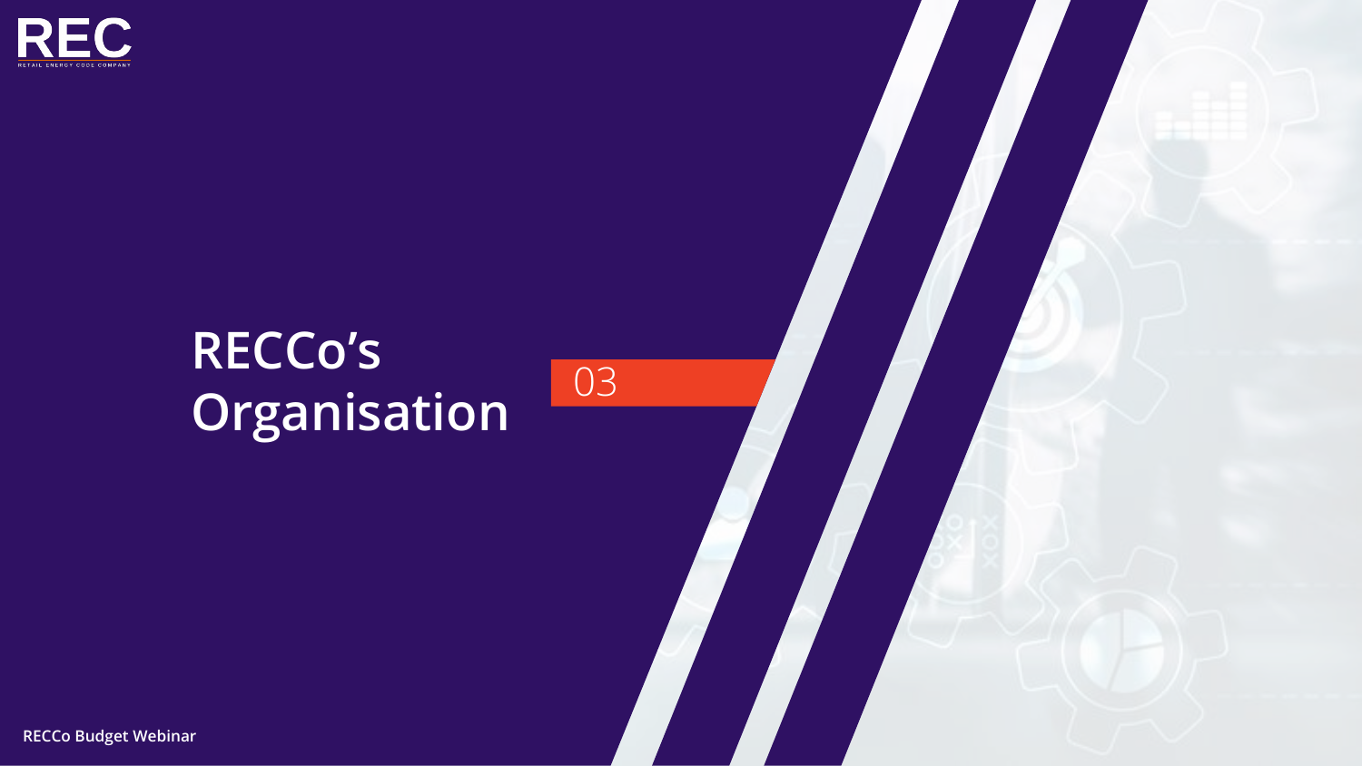# RECCo's Organisation

03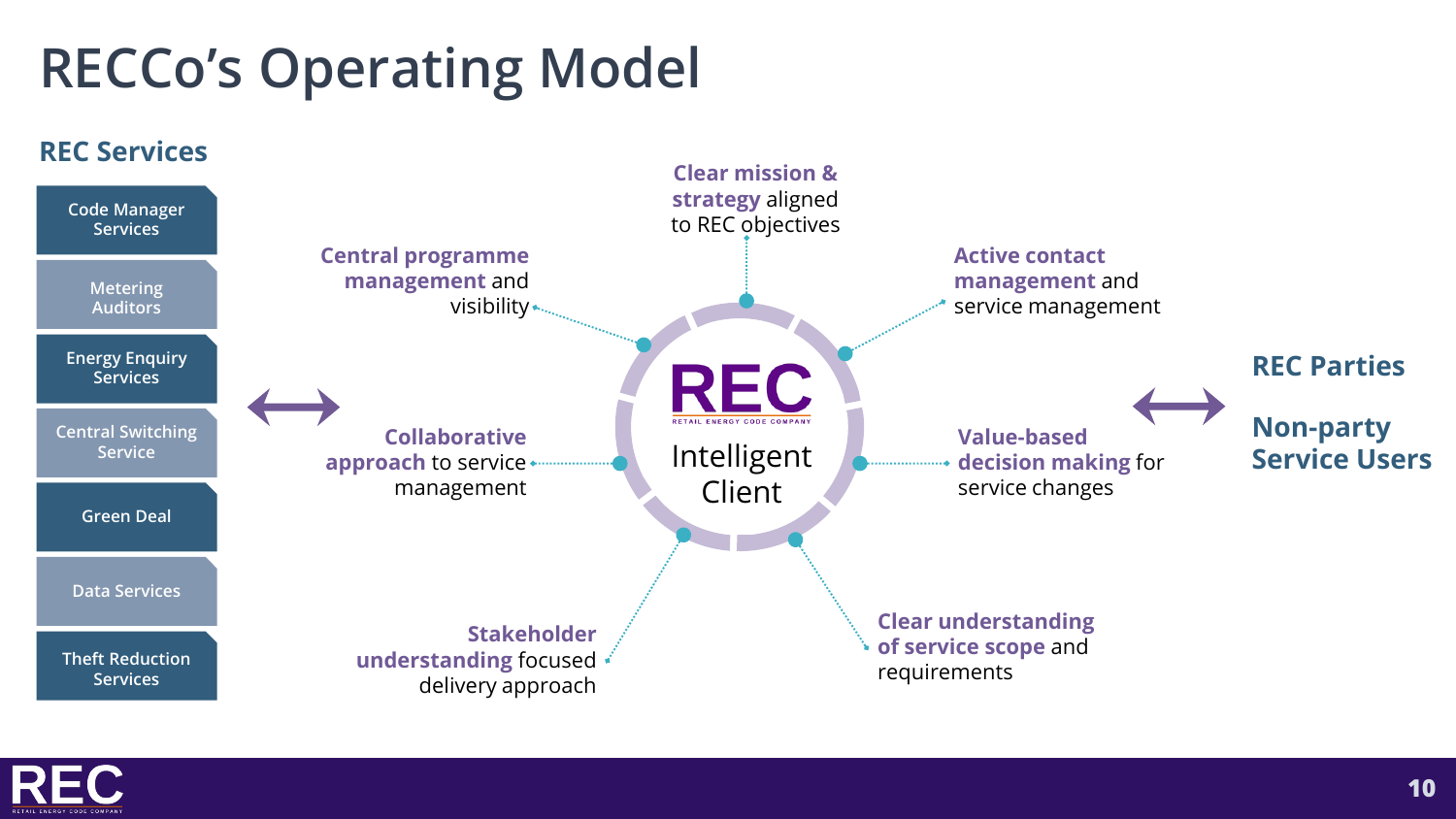# RECCo's Operating Model

## REC Services

- Code Manager Services
- Metering Auditors
- Energy Enquiry Services
- Central Switching Service
- Green Deal
- Data Services
- Theft Reduction Services

## REC Intelligent Client

- **Clear mission & strategy** aligned to REC objectives
- **Active contact management** and service management
- **Value-based decision making** for service changes
- **Clear understanding of service scope** and requirements
- **Stakeholder understanding** focused delivery approach
- **Collaborative approach** to service management
- **Central programme management** and visibility

## REC Parties

## Non-party Service Users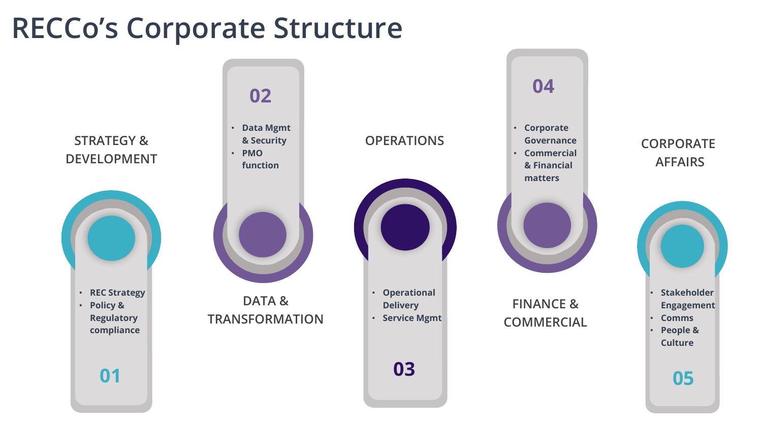# RECCo's Corporate Structure

## 01 STRATEGY & DEVELOPMENT

- REC Strategy
- Policy & Regulatory compliance

## 02 DATA & TRANSFORMATION

- Data Mgmt & Security
- PMO function

## 03 OPERATIONS

- Operational Delivery
- Service Mgmt

## 04 FINANCE & COMMERCIAL

- Corporate Governance
- Commercial & Financial matters

## 05 CORPORATE AFFAIRS

- Stakeholder Engagement
- Comms
- People & Culture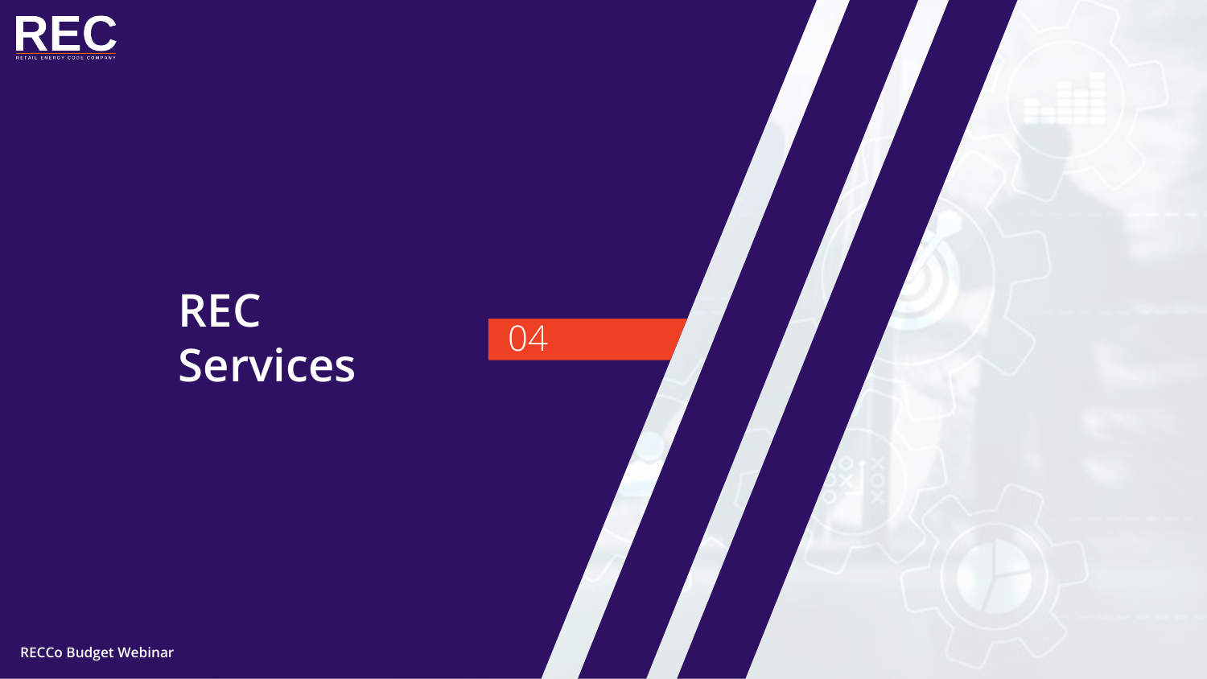# REC Services

04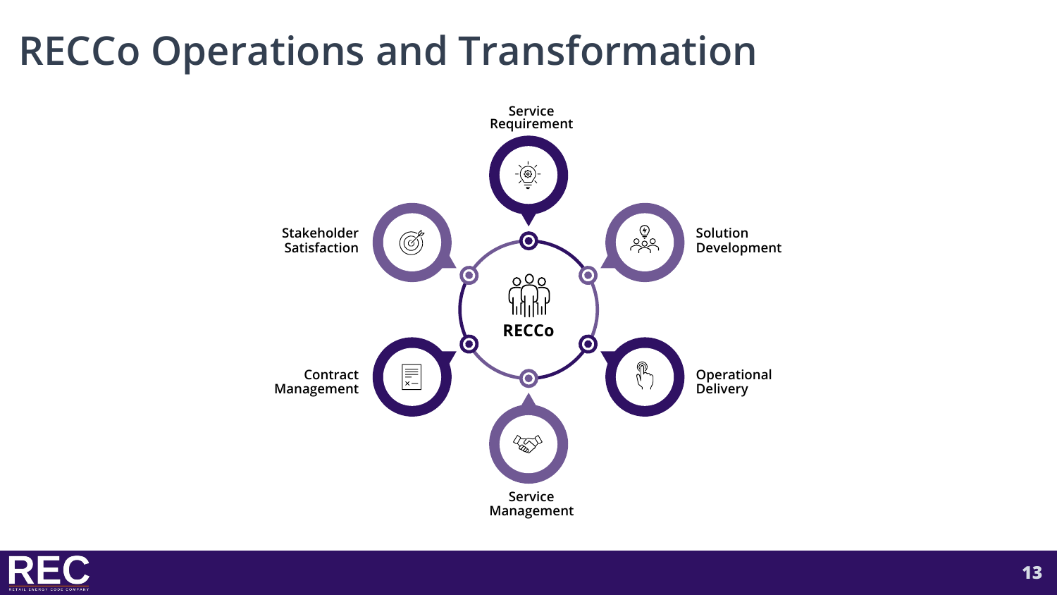# RECCo Operations and Transformation

**RECCo**

- **Service Requirement**
- **Solution Development**
- **Operational Delivery**
- **Service Management**
- **Contract Management**
- **Stakeholder Satisfaction**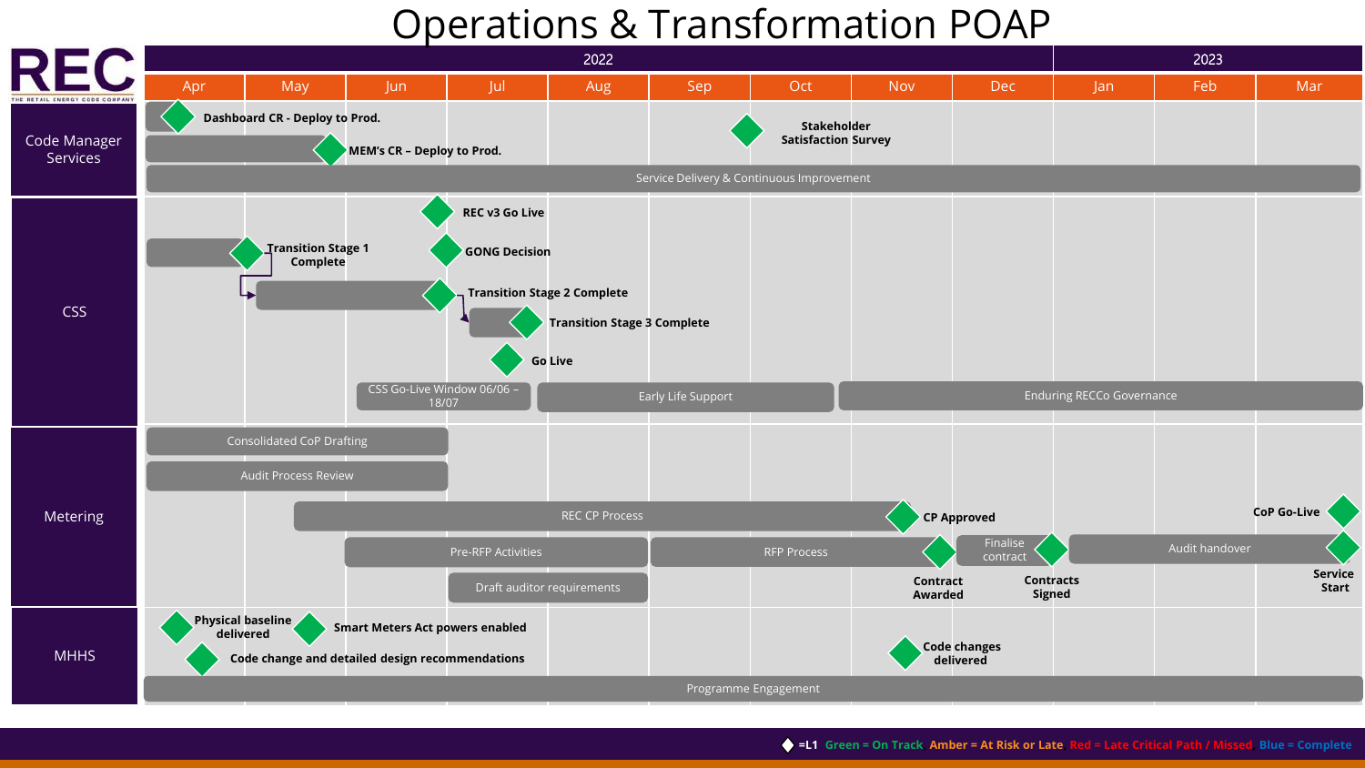# Operations & Transformation POAP

REC – THE RETAIL ENERGY CODE COMPANY

| | 2022 | | | | | | | | | 2023 | | |
|---|---|---|---|---|---|---|---|---|---|---|---|---|
| | Apr | May | Jun | Jul | Aug | Sep | Oct | Nov | Dec | Jan | Feb | Mar |

## Code Manager Services

- Dashboard CR - Deploy to Prod. (Apr)
- MEM's CR – Deploy to Prod. (May)
- Stakeholder Satisfaction Survey (Sep/Oct)
- Service Delivery & Continuous Improvement (Apr – Mar)

## CSS

- REC v3 Go Live (Jun/Jul)
- Transition Stage 1 Complete (Apr/May)
- GONG Decision (Jul)
- Transition Stage 2 Complete (May – Jun/Jul)
- Transition Stage 3 Complete (Jul)
- Go Live (Jul)
- CSS Go-Live Window 06/06 – 18/07 (Jun – Jul)
- Early Life Support (Jul – Oct)
- Enduring RECCo Governance (Oct – Mar)

## Metering

- Consolidated CoP Drafting (Apr – Jun)
- Audit Process Review (Apr – Jun)
- REC CP Process (May – Nov)
- CP Approved (Nov)
- CoP Go-Live (Mar)
- Pre-RFP Activities (Jun – Aug)
- RFP Process (Sep – Nov)
- Contract Awarded (Nov)
- Finalise contract (Dec)
- Contracts Signed (Dec)
- Audit handover (Jan – Mar)
- Service Start (Mar)
- Draft auditor requirements (Jul – Aug)

## MHHS

- Physical baseline delivered (Apr)
- Smart Meters Act powers enabled (May)
- Code change and detailed design recommendations (Apr)
- Code changes delivered (Nov)
- Programme Engagement (Apr – Mar)

◆ =L1 Green = On Track Amber = At Risk or Late Red = Late Critical Path / Missed Blue = Complete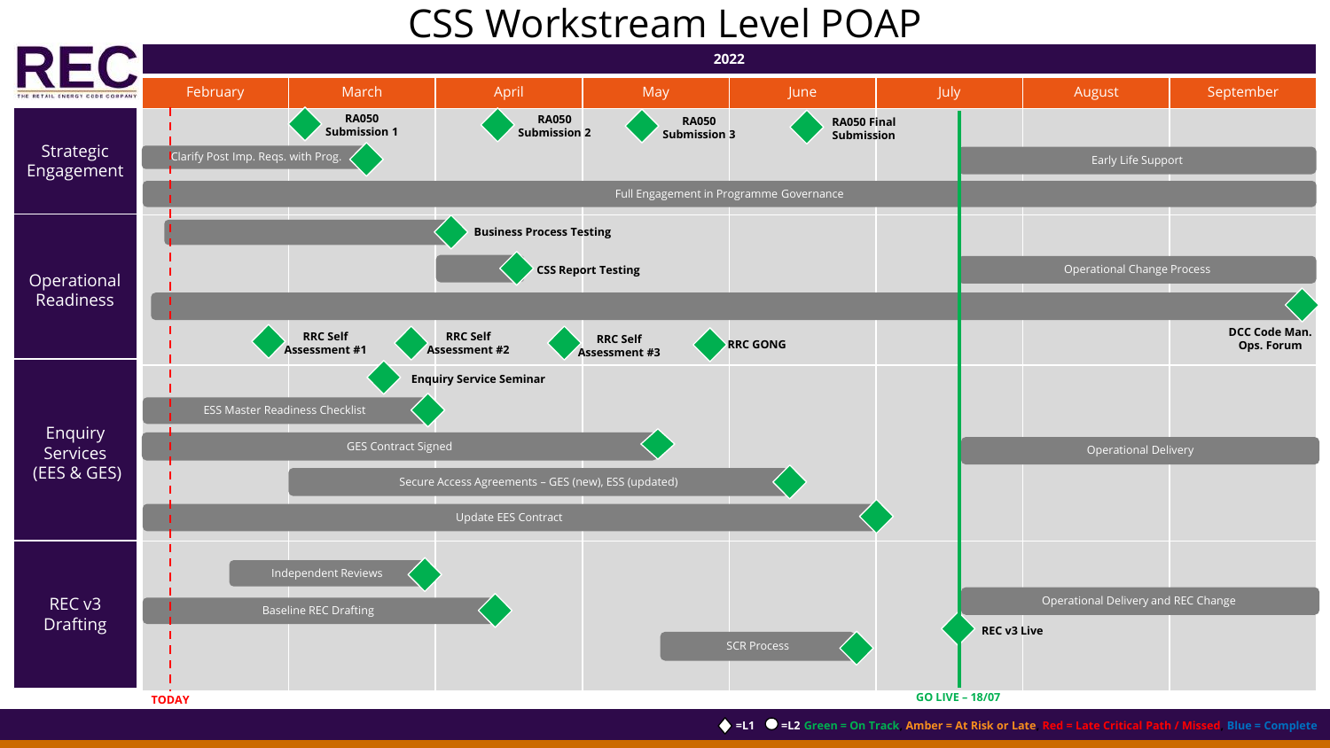# CSS Workstream Level POAP

REC — THE RETAIL ENERGY CODE COMPANY

**2022**

| | February | March | April | May | June | July | August | September |
|---|---|---|---|---|---|---|---|---|

## Strategic Engagement

- **RA050 Submission 1**
- **RA050 Submission 2**
- **RA050 Submission 3**
- **RA050 Final Submission**
- Clarify Post Imp. Reqs. with Prog.
- Early Life Support
- Full Engagement in Programme Governance

## Operational Readiness

- **Business Process Testing**
- **CSS Report Testing**
- Operational Change Process
- **DCC Code Man. Ops. Forum**
- **RRC Self Assessment #1**
- **RRC Self Assessment #2**
- **RRC Self Assessment #3**
- **RRC GONG**

## Enquiry Services (EES & GES)

- **Enquiry Service Seminar**
- ESS Master Readiness Checklist
- GES Contract Signed
- Operational Delivery
- Secure Access Agreements – GES (new), ESS (updated)
- Update EES Contract

## REC v3 Drafting

- Independent Reviews
- Baseline REC Drafting
- Operational Delivery and REC Change
- **REC v3 Live**
- SCR Process

**TODAY**

**GO LIVE – 18/07**

◆ =L1 ● =L2 Green = On Track Amber = At Risk or Late Red = Late Critical Path / Missed Blue = Complete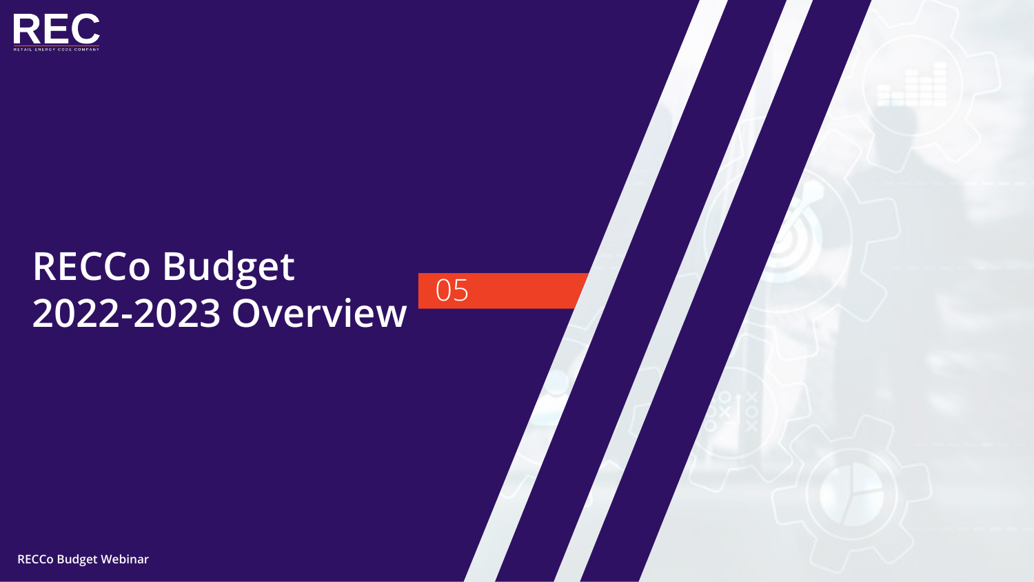# RECCo Budget 2022-2023 Overview

05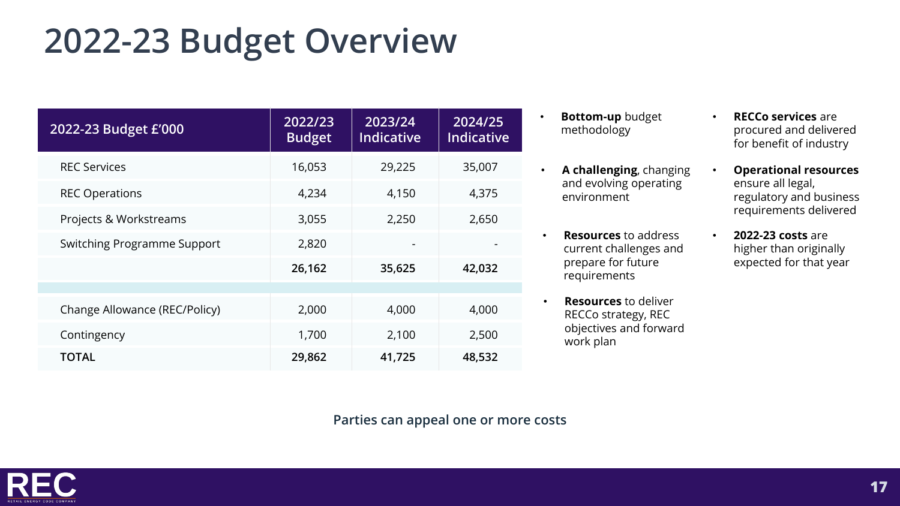# 2022-23 Budget Overview

| 2022-23 Budget £'000 | 2022/23 Budget | 2023/24 Indicative | 2024/25 Indicative |
|---|---|---|---|
| REC Services | 16,053 | 29,225 | 35,007 |
| REC Operations | 4,234 | 4,150 | 4,375 |
| Projects & Workstreams | 3,055 | 2,250 | 2,650 |
| Switching Programme Support | 2,820 | - | - |
| | **26,162** | **35,625** | **42,032** |
| | | | |
| Change Allowance (REC/Policy) | 2,000 | 4,000 | 4,000 |
| Contingency | 1,700 | 2,100 | 2,500 |
| **TOTAL** | **29,862** | **41,725** | **48,532** |

- **Bottom-up** budget methodology
- **A challenging**, changing and evolving operating environment
- **Resources** to address current challenges and prepare for future requirements
- **Resources** to deliver RECCo strategy, REC objectives and forward work plan

- **RECCo services** are procured and delivered for benefit of industry
- **Operational resources** ensure all legal, regulatory and business requirements delivered
- **2022-23 costs** are higher than originally expected for that year

**Parties can appeal one or more costs**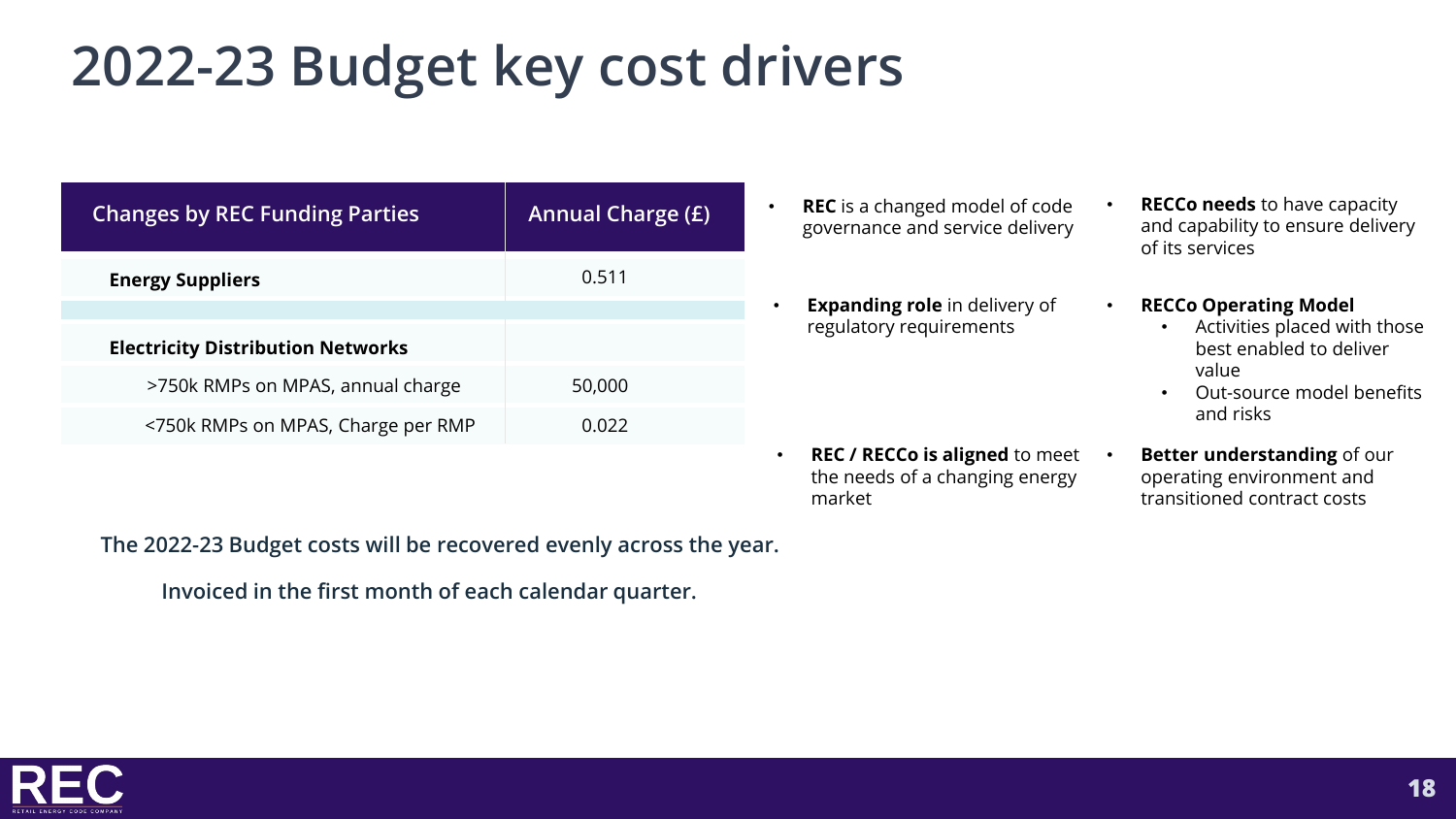# 2022-23 Budget key cost drivers

| Changes by REC Funding Parties | Annual Charge (£) |
|---|---|
| **Energy Suppliers** | 0.511 |
| | |
| **Electricity Distribution Networks** | |
| >750k RMPs on MPAS, annual charge | 50,000 |
| <750k RMPs on MPAS, Charge per RMP | 0.022 |

- **REC** is a changed model of code governance and service delivery
- **Expanding role** in delivery of regulatory requirements
- **REC / RECCo is aligned** to meet the needs of a changing energy market
- **RECCo needs** to have capacity and capability to ensure delivery of its services
- **RECCo Operating Model**
  - Activities placed with those best enabled to deliver value
  - Out-source model benefits and risks
- **Better understanding** of our operating environment and transitioned contract costs

**The 2022-23 Budget costs will be recovered evenly across the year.**

**Invoiced in the first month of each calendar quarter.**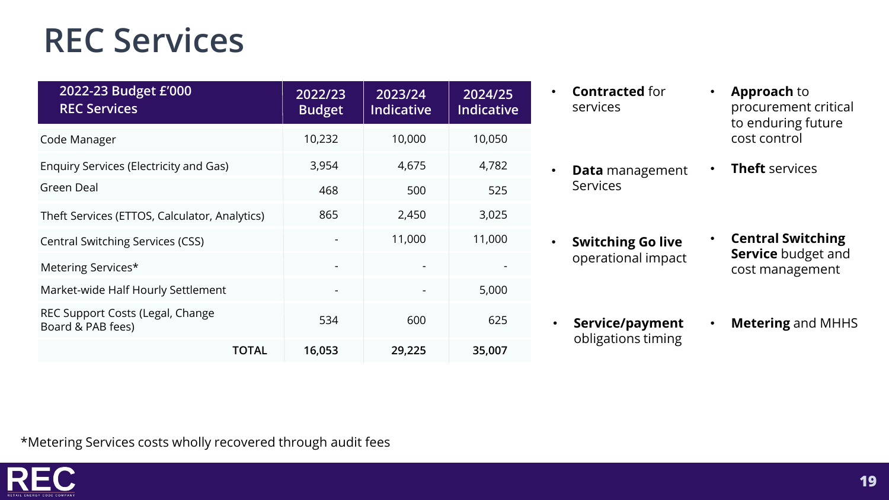# REC Services

| 2022-23 Budget £'000 REC Services | 2022/23 Budget | 2023/24 Indicative | 2024/25 Indicative |
|---|---|---|---|
| Code Manager | 10,232 | 10,000 | 10,050 |
| Enquiry Services (Electricity and Gas) | 3,954 | 4,675 | 4,782 |
| Green Deal | 468 | 500 | 525 |
| Theft Services (ETTOS, Calculator, Analytics) | 865 | 2,450 | 3,025 |
| Central Switching Services (CSS) | - | 11,000 | 11,000 |
| Metering Services* | - | - | - |
| Market-wide Half Hourly Settlement | - | - | 5,000 |
| REC Support Costs (Legal, Change Board & PAB fees) | 534 | 600 | 625 |
| **TOTAL** | **16,053** | **29,225** | **35,007** |

- **Contracted** for services
- **Approach** to procurement critical to enduring future cost control
- **Data** management Services
- **Theft** services
- **Switching Go live** operational impact
- **Central Switching Service** budget and cost management
- **Service/payment** obligations timing
- **Metering** and MHHS

*Metering Services costs wholly recovered through audit fees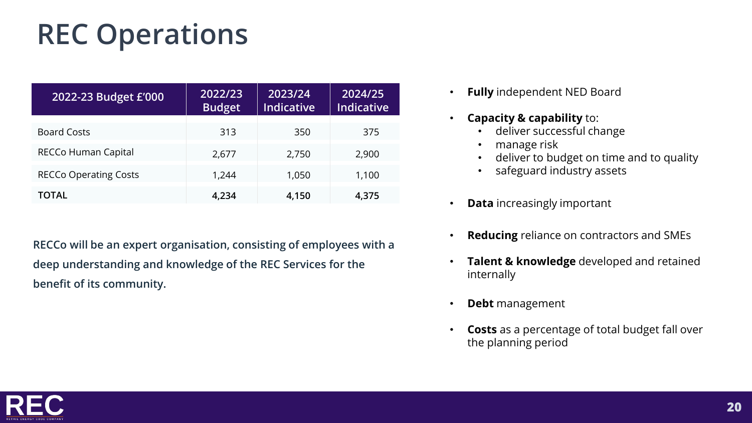# REC Operations

| 2022-23 Budget £'000 | 2022/23 Budget | 2023/24 Indicative | 2024/25 Indicative |
|---|---|---|---|
| Board Costs | 313 | 350 | 375 |
| RECCo Human Capital | 2,677 | 2,750 | 2,900 |
| RECCo Operating Costs | 1,244 | 1,050 | 1,100 |
| **TOTAL** | **4,234** | **4,150** | **4,375** |

**RECCo will be an expert organisation, consisting of employees with a deep understanding and knowledge of the REC Services for the benefit of its community.**

- **Fully** independent NED Board
- **Capacity & capability** to:
    - deliver successful change
    - manage risk
    - deliver to budget on time and to quality
    - safeguard industry assets
- **Data** increasingly important
- **Reducing** reliance on contractors and SMEs
- **Talent & knowledge** developed and retained internally
- **Debt** management
- **Costs** as a percentage of total budget fall over the planning period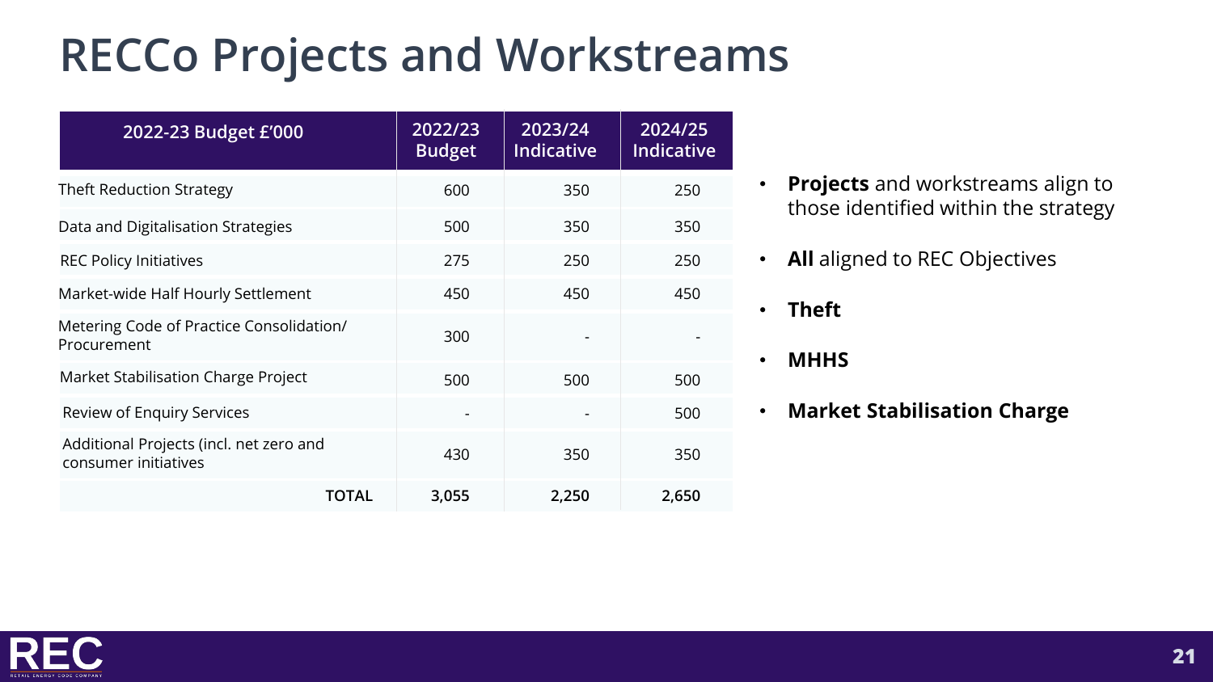# RECCo Projects and Workstreams

| 2022-23 Budget £'000 | 2022/23 Budget | 2023/24 Indicative | 2024/25 Indicative |
|---|---|---|---|
| Theft Reduction Strategy | 600 | 350 | 250 |
| Data and Digitalisation Strategies | 500 | 350 | 350 |
| REC Policy Initiatives | 275 | 250 | 250 |
| Market-wide Half Hourly Settlement | 450 | 450 | 450 |
| Metering Code of Practice Consolidation/ Procurement | 300 | - | - |
| Market Stabilisation Charge Project | 500 | 500 | 500 |
| Review of Enquiry Services | - | - | 500 |
| Additional Projects (incl. net zero and consumer initiatives | 430 | 350 | 350 |
| **TOTAL** | **3,055** | **2,250** | **2,650** |

- **Projects** and workstreams align to those identified within the strategy
- **All** aligned to REC Objectives
- **Theft**
- **MHHS**
- **Market Stabilisation Charge**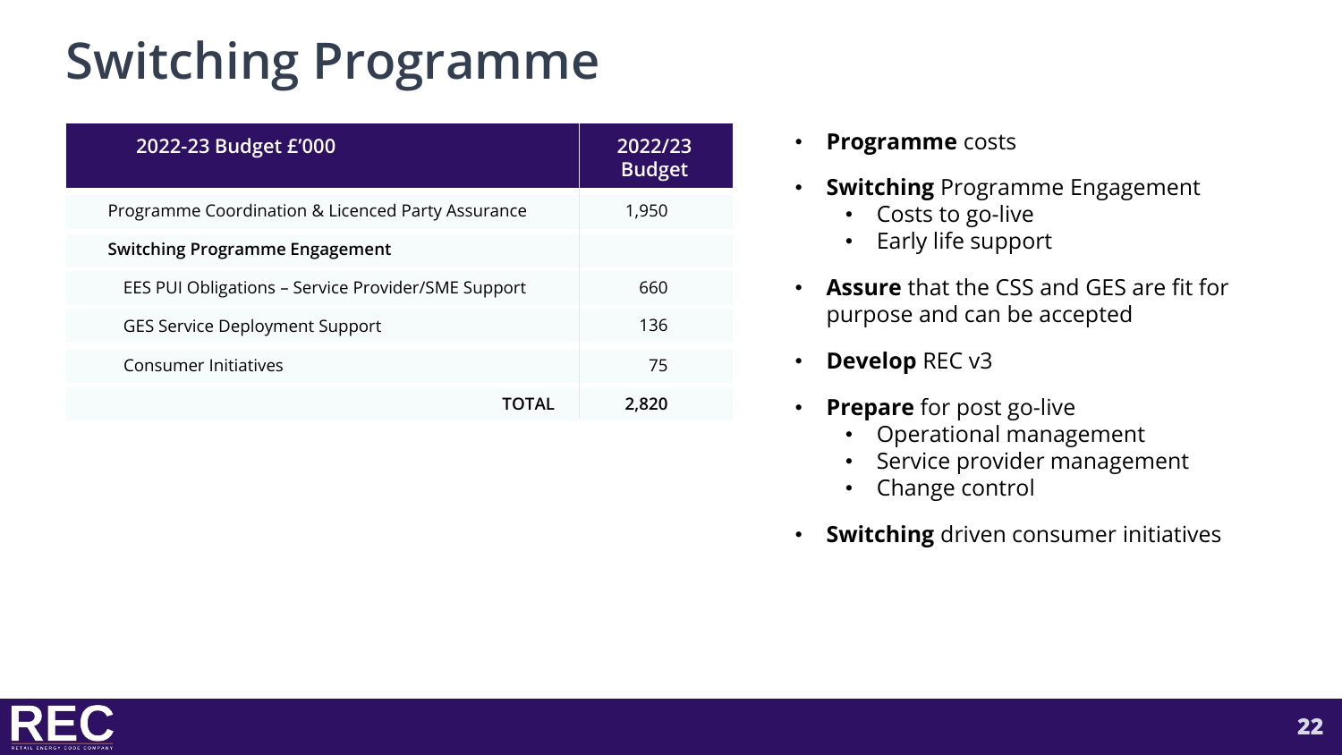# Switching Programme

| 2022-23 Budget £'000 | 2022/23 Budget |
|---|---|
| Programme Coordination & Licenced Party Assurance | 1,950 |
| **Switching Programme Engagement** | |
| EES PUI Obligations – Service Provider/SME Support | 660 |
| GES Service Deployment Support | 136 |
| Consumer Initiatives | 75 |
| **TOTAL** | **2,820** |

- **Programme** costs
- **Switching** Programme Engagement
  - Costs to go-live
  - Early life support
- **Assure** that the CSS and GES are fit for purpose and can be accepted
- **Develop** REC v3
- **Prepare** for post go-live
  - Operational management
  - Service provider management
  - Change control
- **Switching** driven consumer initiatives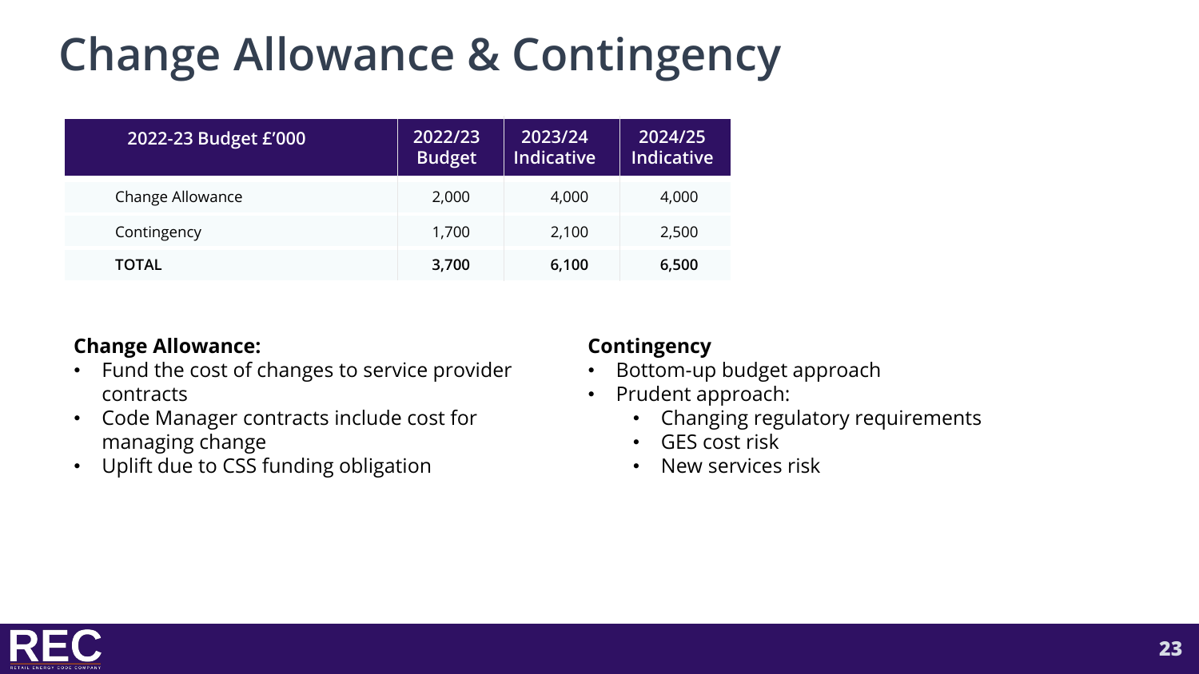# Change Allowance & Contingency

| 2022-23 Budget £'000 | 2022/23 Budget | 2023/24 Indicative | 2024/25 Indicative |
|---|---|---|---|
| Change Allowance | 2,000 | 4,000 | 4,000 |
| Contingency | 1,700 | 2,100 | 2,500 |
| **TOTAL** | **3,700** | **6,100** | **6,500** |

**Change Allowance:**

- Fund the cost of changes to service provider contracts
- Code Manager contracts include cost for managing change
- Uplift due to CSS funding obligation

**Contingency**

- Bottom-up budget approach
- Prudent approach:
    - Changing regulatory requirements
    - GES cost risk
    - New services risk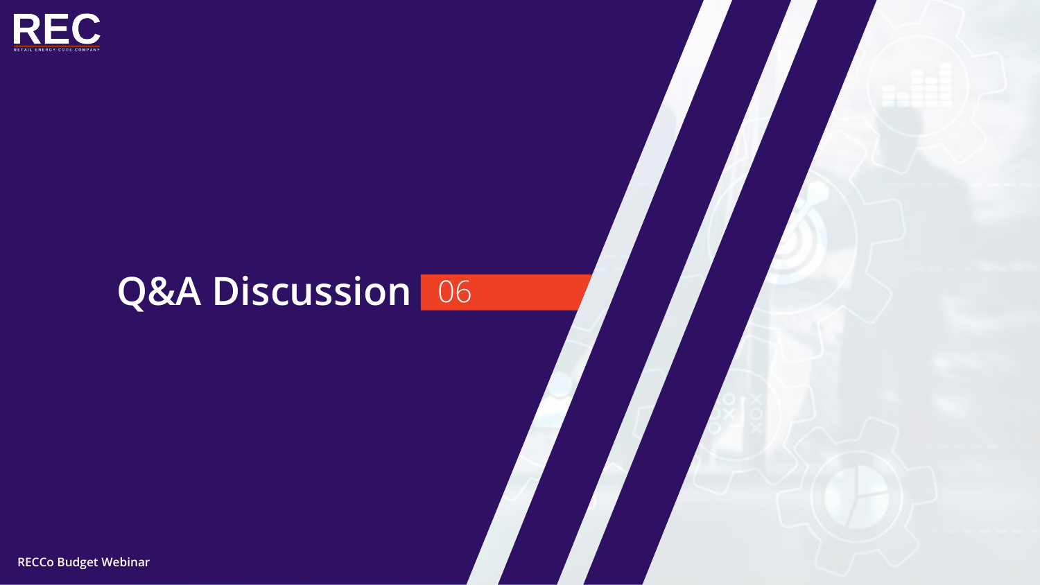# Q&A Discussion 06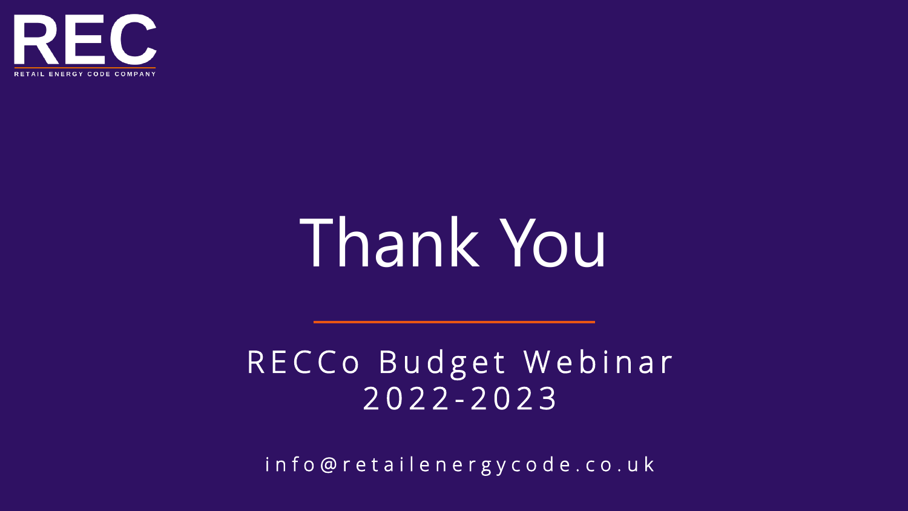REC

RETAIL ENERGY CODE COMPANY

# Thank You

RECCo Budget Webinar
2022-2023

info@retailenergycode.co.uk